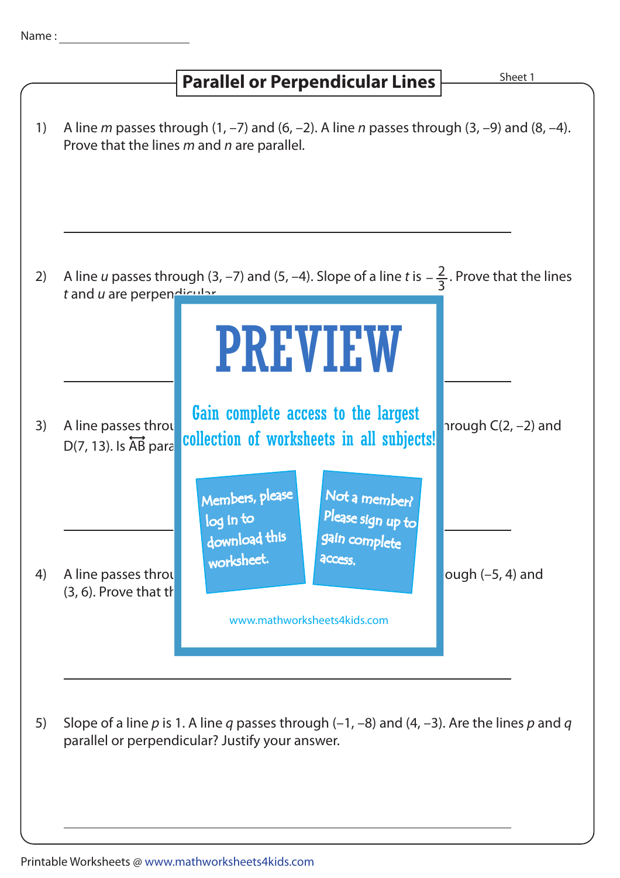Name : \_\_\_\_\_\_\_\_\_\_\_\_\_\_\_\_\_\_\_\_

# Parallel or Perpendicular Lines

Sheet 1

1) A line *m* passes through (1, –7) and (6, –2). A line *n* passes through (3, –9) and (8, –4). Prove that the lines *m* and *n* are parallel.

2) A line *u* passes through (3, –7) and (5, –4). Slope of a line *t* is $-\frac{2}{3}$. Prove that the lines *t* and *u* are perpendicular.

3) A line passes throu... ...rough C(2, –2) and D(7, 13). Is $\overleftrightarrow{AB}$ para...

4) A line passes throu... ...ough (–5, 4) and (3, 6). Prove that th...

PREVIEW

Gain complete access to the largest collection of worksheets in all subjects!

Members, please log in to download this worksheet.

Not a member? Please sign up to gain complete access.

www.mathworksheets4kids.com

5) Slope of a line *p* is 1. A line *q* passes through (–1, –8) and (4, –3). Are the lines *p* and *q* parallel or perpendicular? Justify your answer.

Printable Worksheets @ www.mathworksheets4kids.com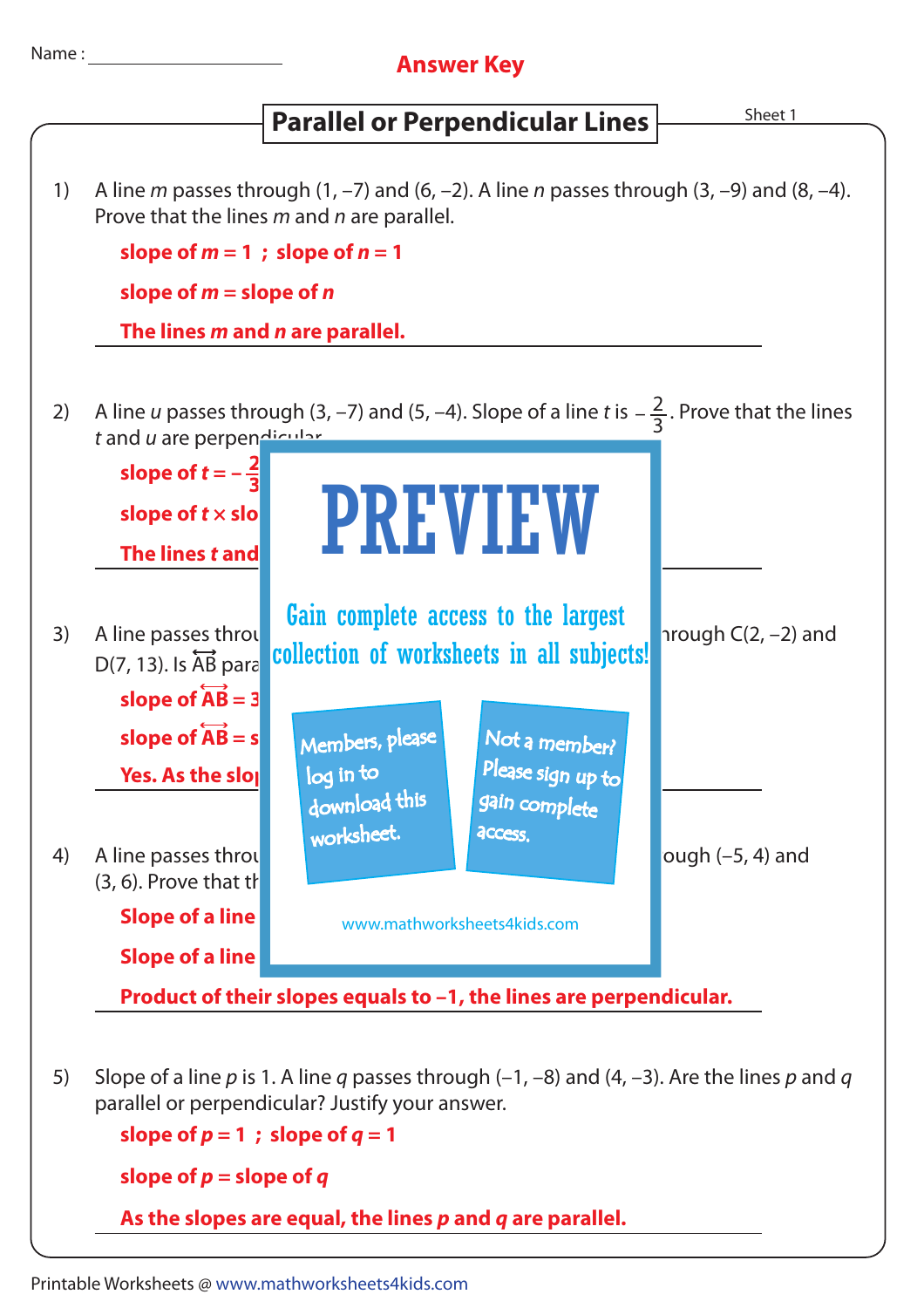Name : ____________________

**Answer Key**

# Parallel or Perpendicular Lines

Sheet 1

1) A line $m$ passes through (1, –7) and (6, –2). A line $n$ passes through (3, –9) and (8, –4). Prove that the lines $m$ and $n$ are parallel.

**slope of $m$ = 1 ; slope of $n$ = 1**

**slope of $m$ = slope of $n$**

**The lines $m$ and $n$ are parallel.**

2) A line $u$ passes through (3, –7) and (5, –4). Slope of a line $t$ is $-\frac{2}{3}$. Prove that the lines $t$ and $u$ are perpendicular.

**slope of $t$ = $-\frac{2}{3}$**

**slope of $t$ × slo**

**The lines $t$ and**

3) A line passes throu ... rough C(2, –2) and D(7, 13). Is $\overleftrightarrow{AB}$ para

**slope of $\overleftrightarrow{AB}$ = 3**

**slope of $\overleftrightarrow{AB}$ = s**

**Yes. As the slo**

PREVIEW

Gain complete access to the largest collection of worksheets in all subjects!

Members, please log in to download this worksheet.

Not a member? Please sign up to gain complete access.

www.mathworksheets4kids.com

4) A line passes throu ... ough (–5, 4) and (3, 6). Prove that th

**Slope of a line**

**Slope of a line**

**Product of their slopes equals to –1, the lines are perpendicular.**

5) Slope of a line $p$ is 1. A line $q$ passes through (–1, –8) and (4, –3). Are the lines $p$ and $q$ parallel or perpendicular? Justify your answer.

**slope of $p$ = 1 ; slope of $q$ = 1**

**slope of $p$ = slope of $q$**

**As the slopes are equal, the lines $p$ and $q$ are parallel.**

Printable Worksheets @ www.mathworksheets4kids.com